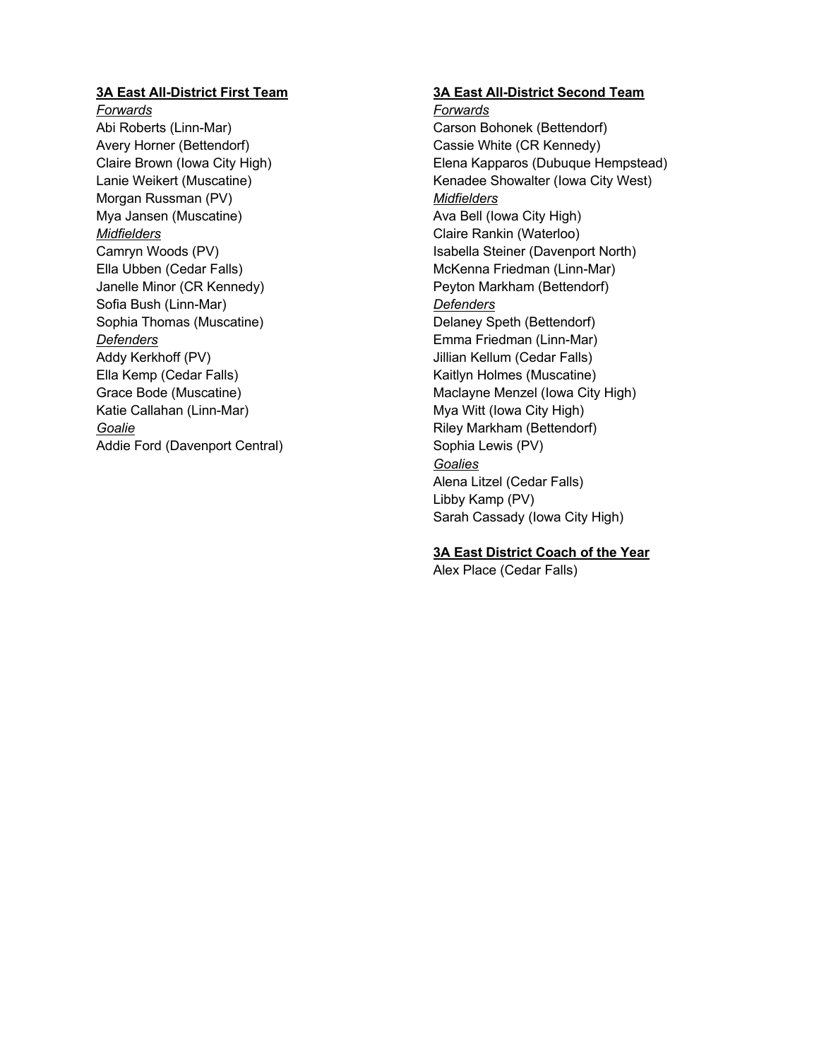**3A East All-District First Team**

*Forwards*

Abi Roberts (Linn-Mar)
Avery Horner (Bettendorf)
Claire Brown (Iowa City High)
Lanie Weikert (Muscatine)
Morgan Russman (PV)
Mya Jansen (Muscatine)

*Midfielders*

Camryn Woods (PV)
Ella Ubben (Cedar Falls)
Janelle Minor (CR Kennedy)
Sofia Bush (Linn-Mar)
Sophia Thomas (Muscatine)

*Defenders*

Addy Kerkhoff (PV)
Ella Kemp (Cedar Falls)
Grace Bode (Muscatine)
Katie Callahan (Linn-Mar)

*Goalie*

Addie Ford (Davenport Central)

**3A East All-District Second Team**

*Forwards*

Carson Bohonek (Bettendorf)
Cassie White (CR Kennedy)
Elena Kapparos (Dubuque Hempstead)
Kenadee Showalter (Iowa City West)

*Midfielders*

Ava Bell (Iowa City High)
Claire Rankin (Waterloo)
Isabella Steiner (Davenport North)
McKenna Friedman (Linn-Mar)
Peyton Markham (Bettendorf)

*Defenders*

Delaney Speth (Bettendorf)
Emma Friedman (Linn-Mar)
Jillian Kellum (Cedar Falls)
Kaitlyn Holmes (Muscatine)
Maclayne Menzel (Iowa City High)
Mya Witt (Iowa City High)
Riley Markham (Bettendorf)
Sophia Lewis (PV)

*Goalies*

Alena Litzel (Cedar Falls)
Libby Kamp (PV)
Sarah Cassady (Iowa City High)

**3A East District Coach of the Year**

Alex Place (Cedar Falls)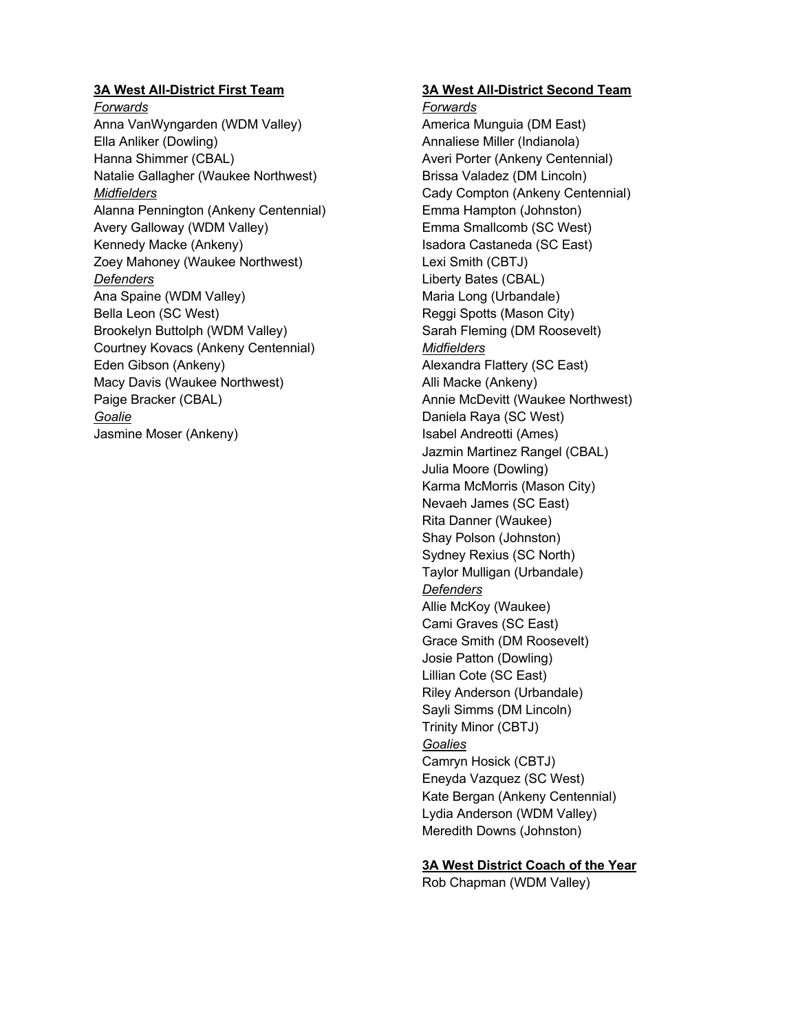**3A West All-District First Team**

*Forwards*

Anna VanWyngarden (WDM Valley)
Ella Anliker (Dowling)
Hanna Shimmer (CBAL)
Natalie Gallagher (Waukee Northwest)

*Midfielders*

Alanna Pennington (Ankeny Centennial)
Avery Galloway (WDM Valley)
Kennedy Macke (Ankeny)
Zoey Mahoney (Waukee Northwest)

*Defenders*

Ana Spaine (WDM Valley)
Bella Leon (SC West)
Brookelyn Buttolph (WDM Valley)
Courtney Kovacs (Ankeny Centennial)
Eden Gibson (Ankeny)
Macy Davis (Waukee Northwest)
Paige Bracker (CBAL)

*Goalie*

Jasmine Moser (Ankeny)

**3A West All-District Second Team**

*Forwards*

America Munguia (DM East)
Annaliese Miller (Indianola)
Averi Porter (Ankeny Centennial)
Brissa Valadez (DM Lincoln)
Cady Compton (Ankeny Centennial)
Emma Hampton (Johnston)
Emma Smallcomb (SC West)
Isadora Castaneda (SC East)
Lexi Smith (CBTJ)
Liberty Bates (CBAL)
Maria Long (Urbandale)
Reggi Spotts (Mason City)
Sarah Fleming (DM Roosevelt)

*Midfielders*

Alexandra Flattery (SC East)
Alli Macke (Ankeny)
Annie McDevitt (Waukee Northwest)
Daniela Raya (SC West)
Isabel Andreotti (Ames)
Jazmin Martinez Rangel (CBAL)
Julia Moore (Dowling)
Karma McMorris (Mason City)
Nevaeh James (SC East)
Rita Danner (Waukee)
Shay Polson (Johnston)
Sydney Rexius (SC North)
Taylor Mulligan (Urbandale)

*Defenders*

Allie McKoy (Waukee)
Cami Graves (SC East)
Grace Smith (DM Roosevelt)
Josie Patton (Dowling)
Lillian Cote (SC East)
Riley Anderson (Urbandale)
Sayli Simms (DM Lincoln)
Trinity Minor (CBTJ)

*Goalies*

Camryn Hosick (CBTJ)
Eneyda Vazquez (SC West)
Kate Bergan (Ankeny Centennial)
Lydia Anderson (WDM Valley)
Meredith Downs (Johnston)

**3A West District Coach of the Year**

Rob Chapman (WDM Valley)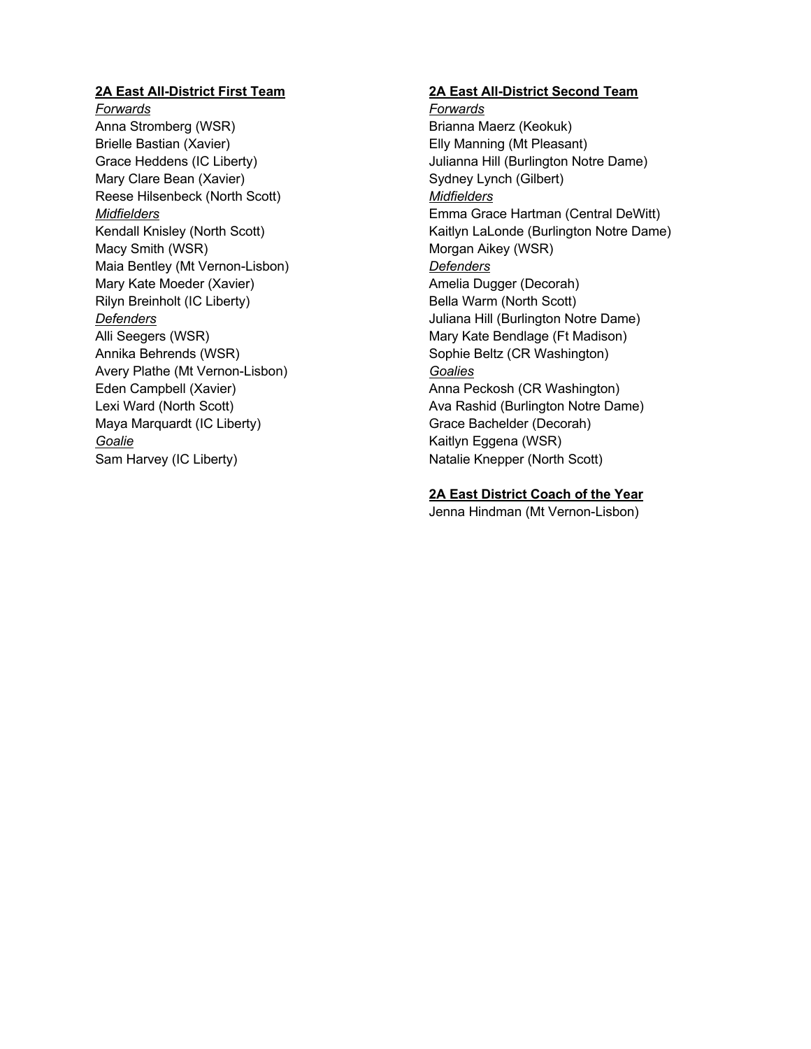## 2A East All-District First Team

*Forwards*

Anna Stromberg (WSR)
Brielle Bastian (Xavier)
Grace Heddens (IC Liberty)
Mary Clare Bean (Xavier)
Reese Hilsenbeck (North Scott)

*Midfielders*

Kendall Knisley (North Scott)
Macy Smith (WSR)
Maia Bentley (Mt Vernon-Lisbon)
Mary Kate Moeder (Xavier)
Rilyn Breinholt (IC Liberty)

*Defenders*

Alli Seegers (WSR)
Annika Behrends (WSR)
Avery Plathe (Mt Vernon-Lisbon)
Eden Campbell (Xavier)
Lexi Ward (North Scott)
Maya Marquardt (IC Liberty)

*Goalie*

Sam Harvey (IC Liberty)

## 2A East All-District Second Team

*Forwards*

Brianna Maerz (Keokuk)
Elly Manning (Mt Pleasant)
Julianna Hill (Burlington Notre Dame)
Sydney Lynch (Gilbert)

*Midfielders*

Emma Grace Hartman (Central DeWitt)
Kaitlyn LaLonde (Burlington Notre Dame)
Morgan Aikey (WSR)

*Defenders*

Amelia Dugger (Decorah)
Bella Warm (North Scott)
Juliana Hill (Burlington Notre Dame)
Mary Kate Bendlage (Ft Madison)
Sophie Beltz (CR Washington)

*Goalies*

Anna Peckosh (CR Washington)
Ava Rashid (Burlington Notre Dame)
Grace Bachelder (Decorah)
Kaitlyn Eggena (WSR)
Natalie Knepper (North Scott)

## 2A East District Coach of the Year

Jenna Hindman (Mt Vernon-Lisbon)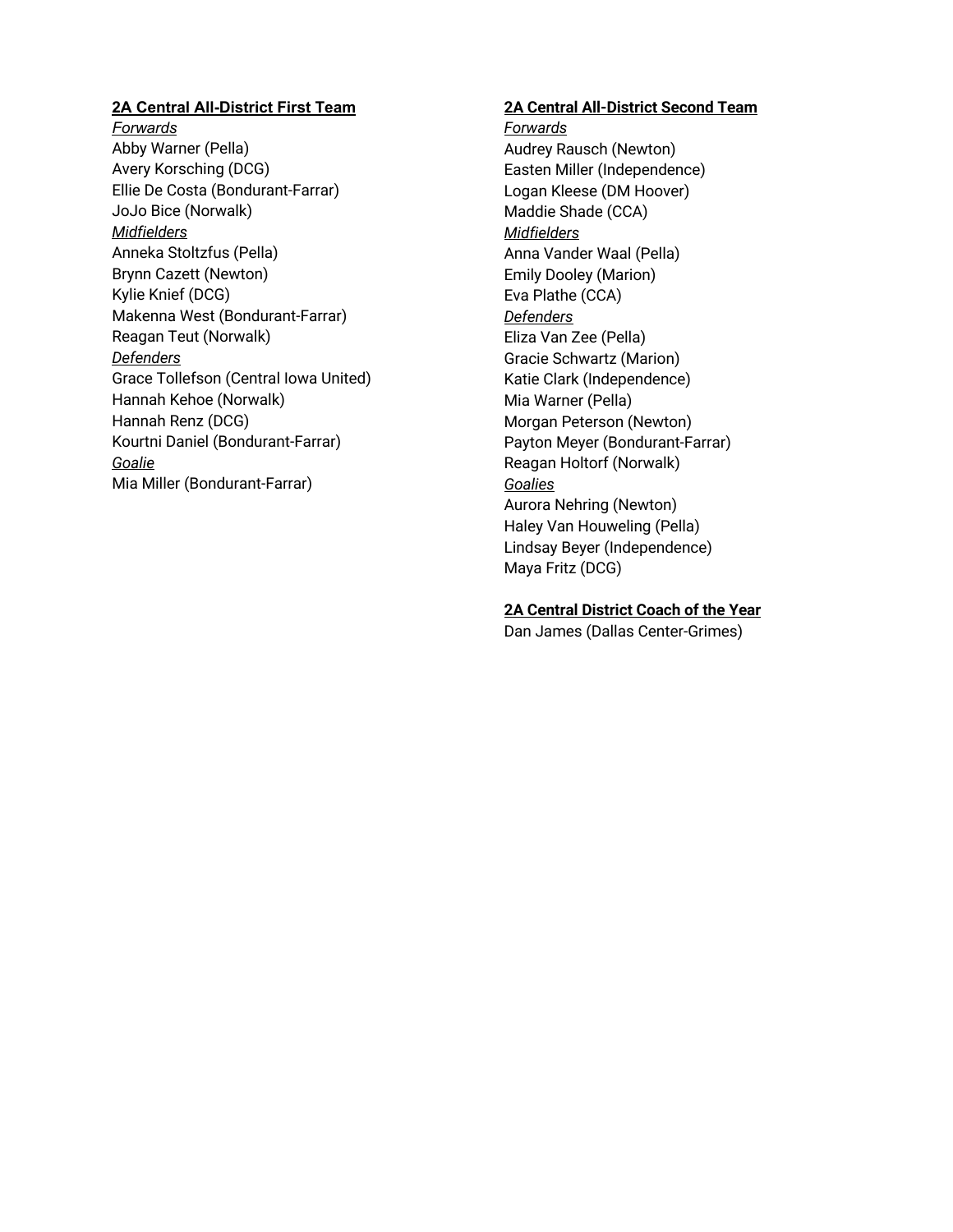## 2A Central All-District First Team

*Forwards*

Abby Warner (Pella)
Avery Korsching (DCG)
Ellie De Costa (Bondurant-Farrar)
JoJo Bice (Norwalk)

*Midfielders*

Anneka Stoltzfus (Pella)
Brynn Cazett (Newton)
Kylie Knief (DCG)
Makenna West (Bondurant-Farrar)
Reagan Teut (Norwalk)

*Defenders*

Grace Tollefson (Central Iowa United)
Hannah Kehoe (Norwalk)
Hannah Renz (DCG)
Kourtni Daniel (Bondurant-Farrar)

*Goalie*

Mia Miller (Bondurant-Farrar)

## 2A Central All-District Second Team

*Forwards*

Audrey Rausch (Newton)
Easten Miller (Independence)
Logan Kleese (DM Hoover)
Maddie Shade (CCA)

*Midfielders*

Anna Vander Waal (Pella)
Emily Dooley (Marion)
Eva Plathe (CCA)

*Defenders*

Eliza Van Zee (Pella)
Gracie Schwartz (Marion)
Katie Clark (Independence)
Mia Warner (Pella)
Morgan Peterson (Newton)
Payton Meyer (Bondurant-Farrar)
Reagan Holtorf (Norwalk)

*Goalies*

Aurora Nehring (Newton)
Haley Van Houweling (Pella)
Lindsay Beyer (Independence)
Maya Fritz (DCG)

## 2A Central District Coach of the Year

Dan James (Dallas Center-Grimes)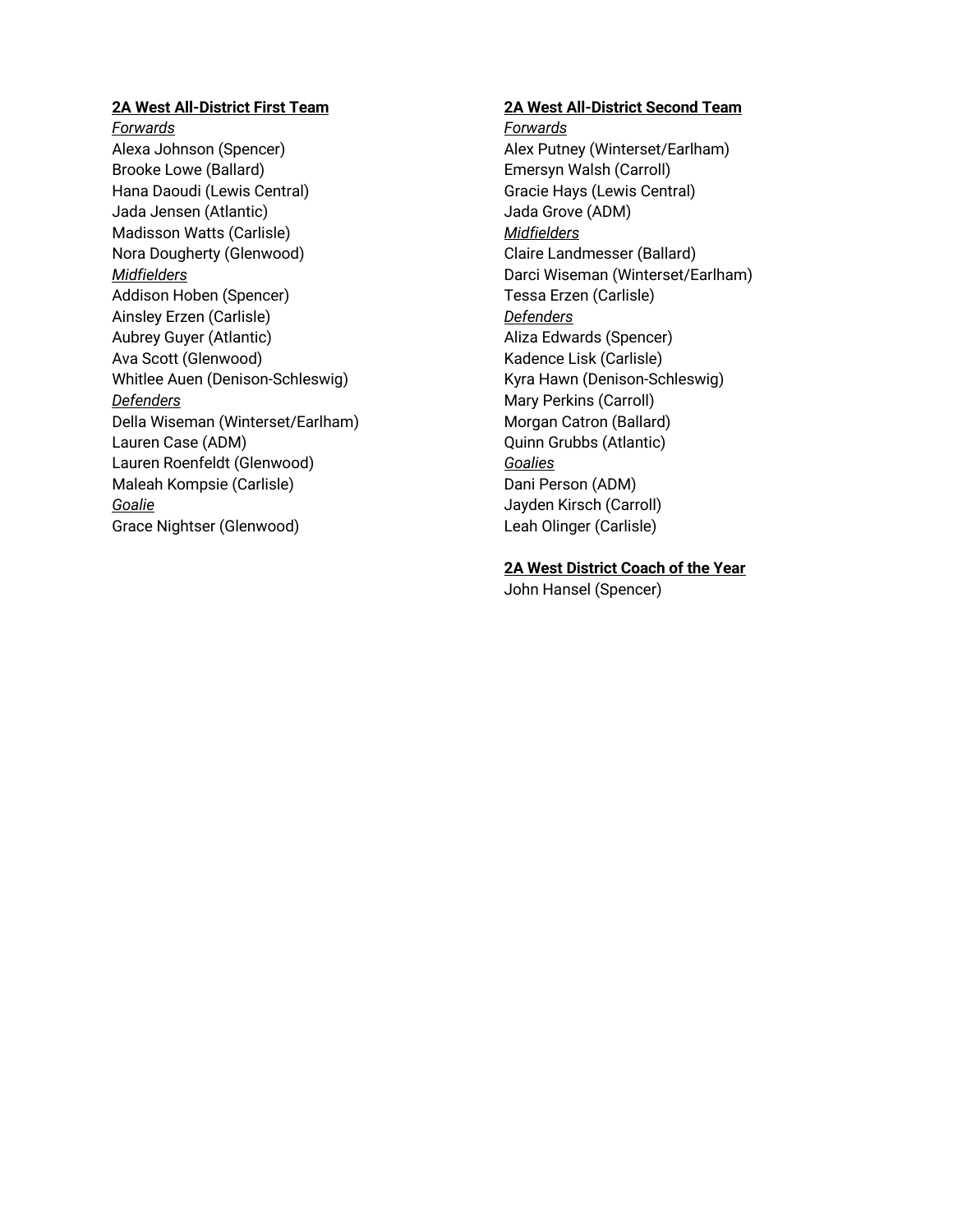**2A West All-District First Team**

*Forwards*

Alexa Johnson (Spencer)
Brooke Lowe (Ballard)
Hana Daoudi (Lewis Central)
Jada Jensen (Atlantic)
Madisson Watts (Carlisle)
Nora Dougherty (Glenwood)

*Midfielders*

Addison Hoben (Spencer)
Ainsley Erzen (Carlisle)
Aubrey Guyer (Atlantic)
Ava Scott (Glenwood)
Whitlee Auen (Denison-Schleswig)

*Defenders*

Della Wiseman (Winterset/Earlham)
Lauren Case (ADM)
Lauren Roenfeldt (Glenwood)
Maleah Kompsie (Carlisle)

*Goalie*

Grace Nightser (Glenwood)

**2A West All-District Second Team**

*Forwards*

Alex Putney (Winterset/Earlham)
Emersyn Walsh (Carroll)
Gracie Hays (Lewis Central)
Jada Grove (ADM)

*Midfielders*

Claire Landmesser (Ballard)
Darci Wiseman (Winterset/Earlham)
Tessa Erzen (Carlisle)

*Defenders*

Aliza Edwards (Spencer)
Kadence Lisk (Carlisle)
Kyra Hawn (Denison-Schleswig)
Mary Perkins (Carroll)
Morgan Catron (Ballard)
Quinn Grubbs (Atlantic)

*Goalies*

Dani Person (ADM)
Jayden Kirsch (Carroll)
Leah Olinger (Carlisle)

**2A West District Coach of the Year**

John Hansel (Spencer)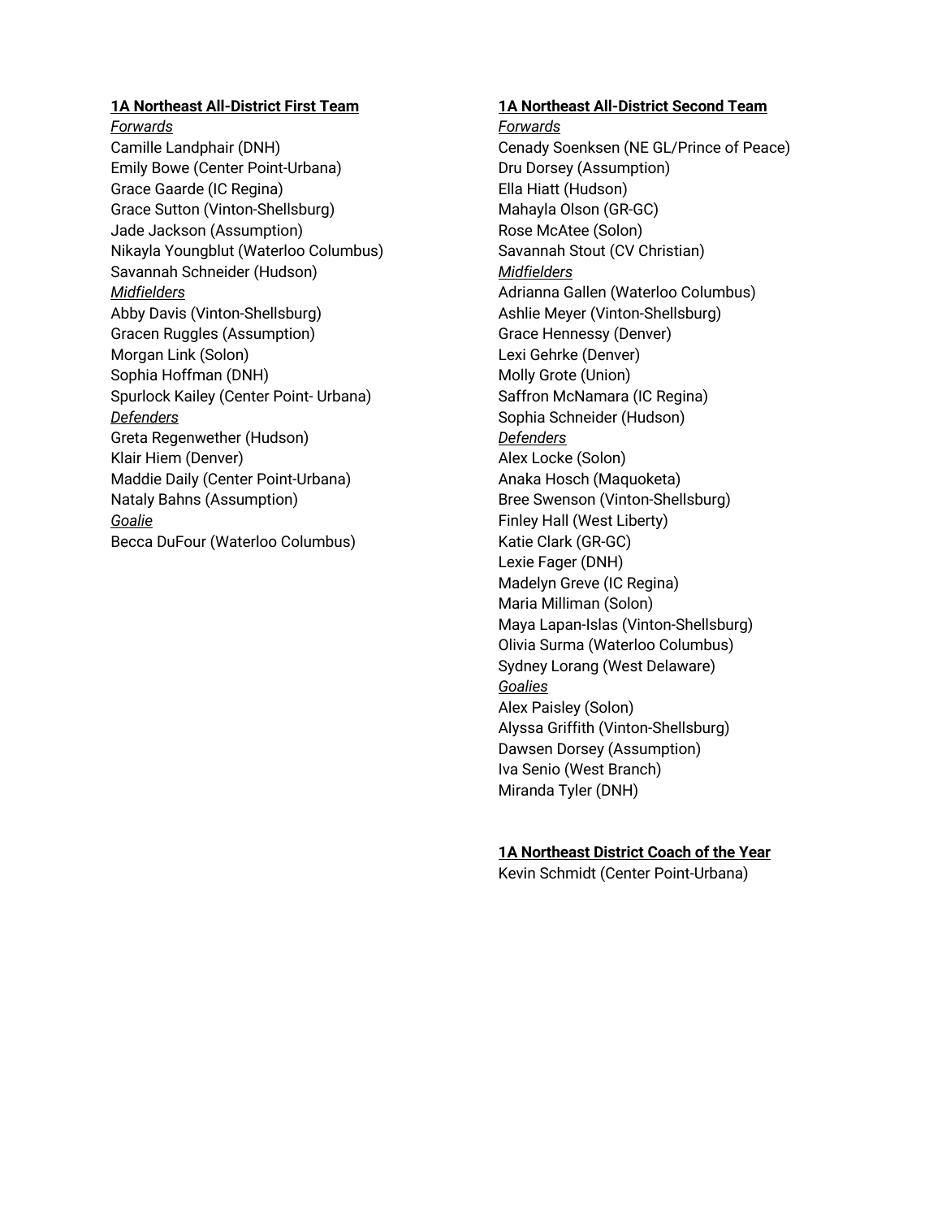**1A Northeast All-District First Team**

*Forwards*

Camille Landphair (DNH)
Emily Bowe (Center Point-Urbana)
Grace Gaarde (IC Regina)
Grace Sutton (Vinton-Shellsburg)
Jade Jackson (Assumption)
Nikayla Youngblut (Waterloo Columbus)
Savannah Schneider (Hudson)

*Midfielders*

Abby Davis (Vinton-Shellsburg)
Gracen Ruggles (Assumption)
Morgan Link (Solon)
Sophia Hoffman (DNH)
Spurlock Kailey (Center Point- Urbana)

*Defenders*

Greta Regenwether (Hudson)
Klair Hiem (Denver)
Maddie Daily (Center Point-Urbana)
Nataly Bahns (Assumption)

*Goalie*

Becca DuFour (Waterloo Columbus)

**1A Northeast All-District Second Team**

*Forwards*

Cenady Soenksen (NE GL/Prince of Peace)
Dru Dorsey (Assumption)
Ella Hiatt (Hudson)
Mahayla Olson (GR-GC)
Rose McAtee (Solon)
Savannah Stout (CV Christian)

*Midfielders*

Adrianna Gallen (Waterloo Columbus)
Ashlie Meyer (Vinton-Shellsburg)
Grace Hennessy (Denver)
Lexi Gehrke (Denver)
Molly Grote (Union)
Saffron McNamara (IC Regina)
Sophia Schneider (Hudson)

*Defenders*

Alex Locke (Solon)
Anaka Hosch (Maquoketa)
Bree Swenson (Vinton-Shellsburg)
Finley Hall (West Liberty)
Katie Clark (GR-GC)
Lexie Fager (DNH)
Madelyn Greve (IC Regina)
Maria Milliman (Solon)
Maya Lapan-Islas (Vinton-Shellsburg)
Olivia Surma (Waterloo Columbus)
Sydney Lorang (West Delaware)

*Goalies*

Alex Paisley (Solon)
Alyssa Griffith (Vinton-Shellsburg)
Dawsen Dorsey (Assumption)
Iva Senio (West Branch)
Miranda Tyler (DNH)

**1A Northeast District Coach of the Year**

Kevin Schmidt (Center Point-Urbana)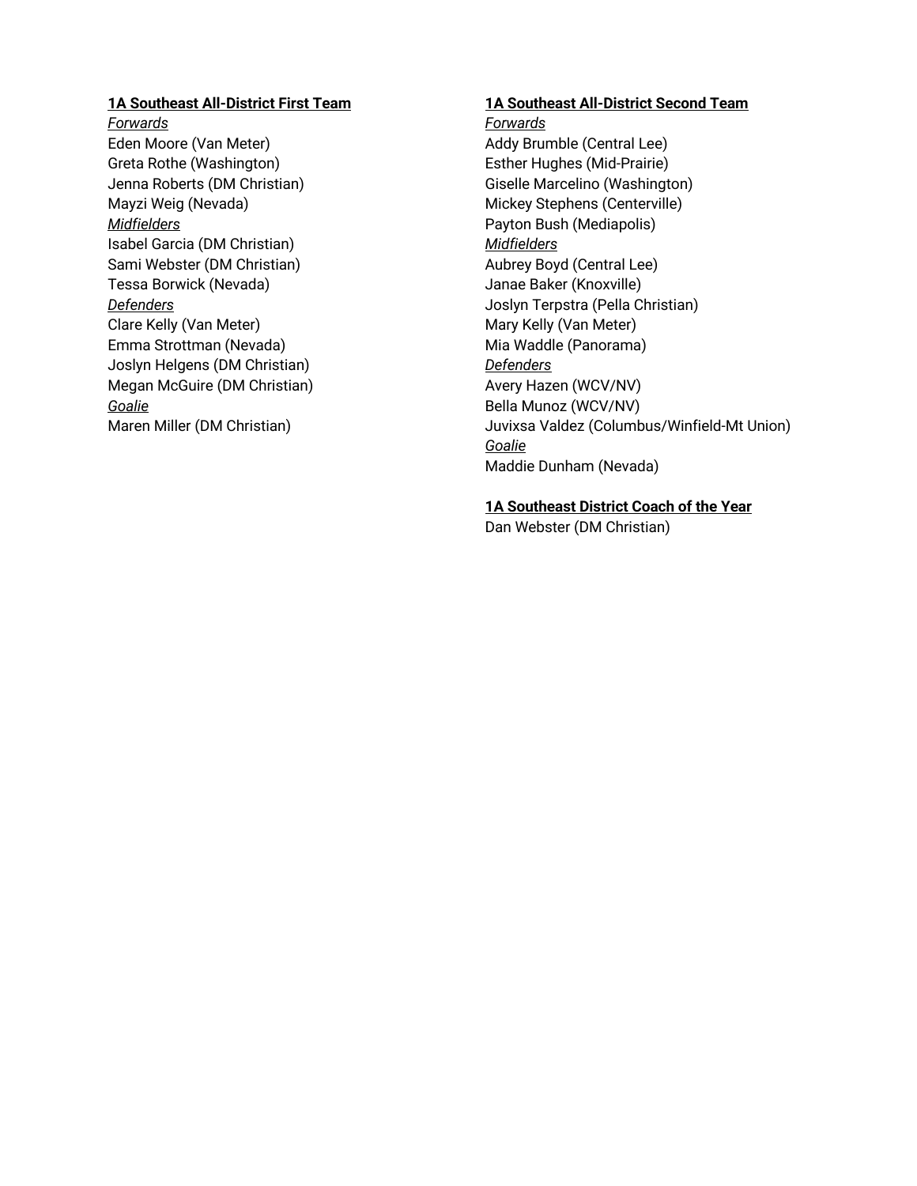**1A Southeast All-District First Team**

*Forwards*

Eden Moore (Van Meter)
Greta Rothe (Washington)
Jenna Roberts (DM Christian)
Mayzi Weig (Nevada)

*Midfielders*

Isabel Garcia (DM Christian)
Sami Webster (DM Christian)
Tessa Borwick (Nevada)

*Defenders*

Clare Kelly (Van Meter)
Emma Strottman (Nevada)
Joslyn Helgens (DM Christian)
Megan McGuire (DM Christian)

*Goalie*

Maren Miller (DM Christian)

**1A Southeast All-District Second Team**

*Forwards*

Addy Brumble (Central Lee)
Esther Hughes (Mid-Prairie)
Giselle Marcelino (Washington)
Mickey Stephens (Centerville)
Payton Bush (Mediapolis)

*Midfielders*

Aubrey Boyd (Central Lee)
Janae Baker (Knoxville)
Joslyn Terpstra (Pella Christian)
Mary Kelly (Van Meter)
Mia Waddle (Panorama)

*Defenders*

Avery Hazen (WCV/NV)
Bella Munoz (WCV/NV)
Juvixsa Valdez (Columbus/Winfield-Mt Union)

*Goalie*

Maddie Dunham (Nevada)

**1A Southeast District Coach of the Year**

Dan Webster (DM Christian)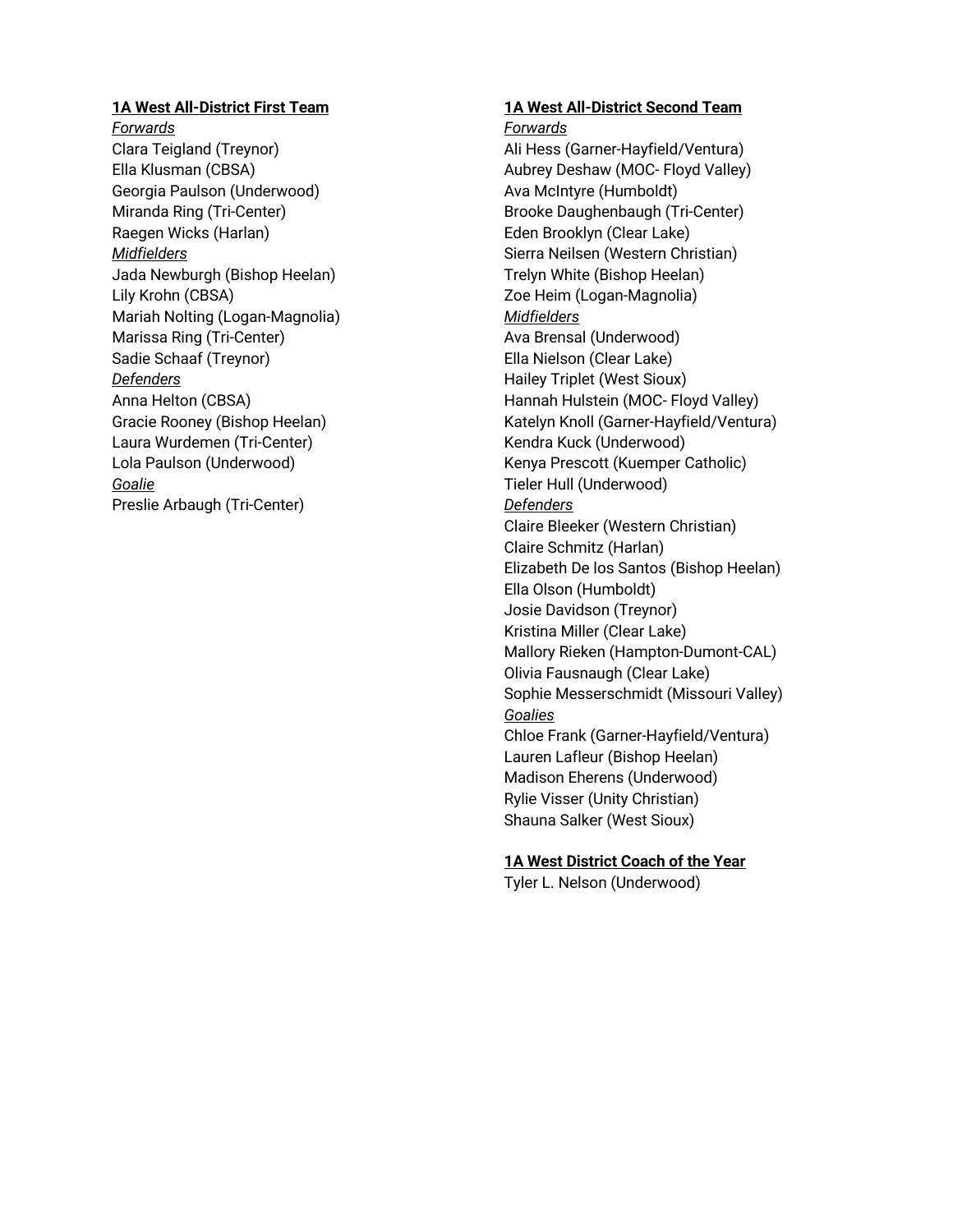**1A West All-District First Team**

*Forwards*

Clara Teigland (Treynor)
Ella Klusman (CBSA)
Georgia Paulson (Underwood)
Miranda Ring (Tri-Center)
Raegen Wicks (Harlan)

*Midfielders*

Jada Newburgh (Bishop Heelan)
Lily Krohn (CBSA)
Mariah Nolting (Logan-Magnolia)
Marissa Ring (Tri-Center)
Sadie Schaaf (Treynor)

*Defenders*

Anna Helton (CBSA)
Gracie Rooney (Bishop Heelan)
Laura Wurdemen (Tri-Center)
Lola Paulson (Underwood)

*Goalie*

Preslie Arbaugh (Tri-Center)

**1A West All-District Second Team**

*Forwards*

Ali Hess (Garner-Hayfield/Ventura)
Aubrey Deshaw (MOC- Floyd Valley)
Ava McIntyre (Humboldt)
Brooke Daughenbaugh (Tri-Center)
Eden Brooklyn (Clear Lake)
Sierra Neilsen (Western Christian)
Trelyn White (Bishop Heelan)
Zoe Heim (Logan-Magnolia)

*Midfielders*

Ava Brensal (Underwood)
Ella Nielson (Clear Lake)
Hailey Triplet (West Sioux)
Hannah Hulstein (MOC- Floyd Valley)
Katelyn Knoll (Garner-Hayfield/Ventura)
Kendra Kuck (Underwood)
Kenya Prescott (Kuemper Catholic)
Tieler Hull (Underwood)

*Defenders*

Claire Bleeker (Western Christian)
Claire Schmitz (Harlan)
Elizabeth De los Santos (Bishop Heelan)
Ella Olson (Humboldt)
Josie Davidson (Treynor)
Kristina Miller (Clear Lake)
Mallory Rieken (Hampton-Dumont-CAL)
Olivia Fausnaugh (Clear Lake)
Sophie Messerschmidt (Missouri Valley)

*Goalies*

Chloe Frank (Garner-Hayfield/Ventura)
Lauren Lafleur (Bishop Heelan)
Madison Eherens (Underwood)
Rylie Visser (Unity Christian)
Shauna Salker (West Sioux)

**1A West District Coach of the Year**

Tyler L. Nelson (Underwood)